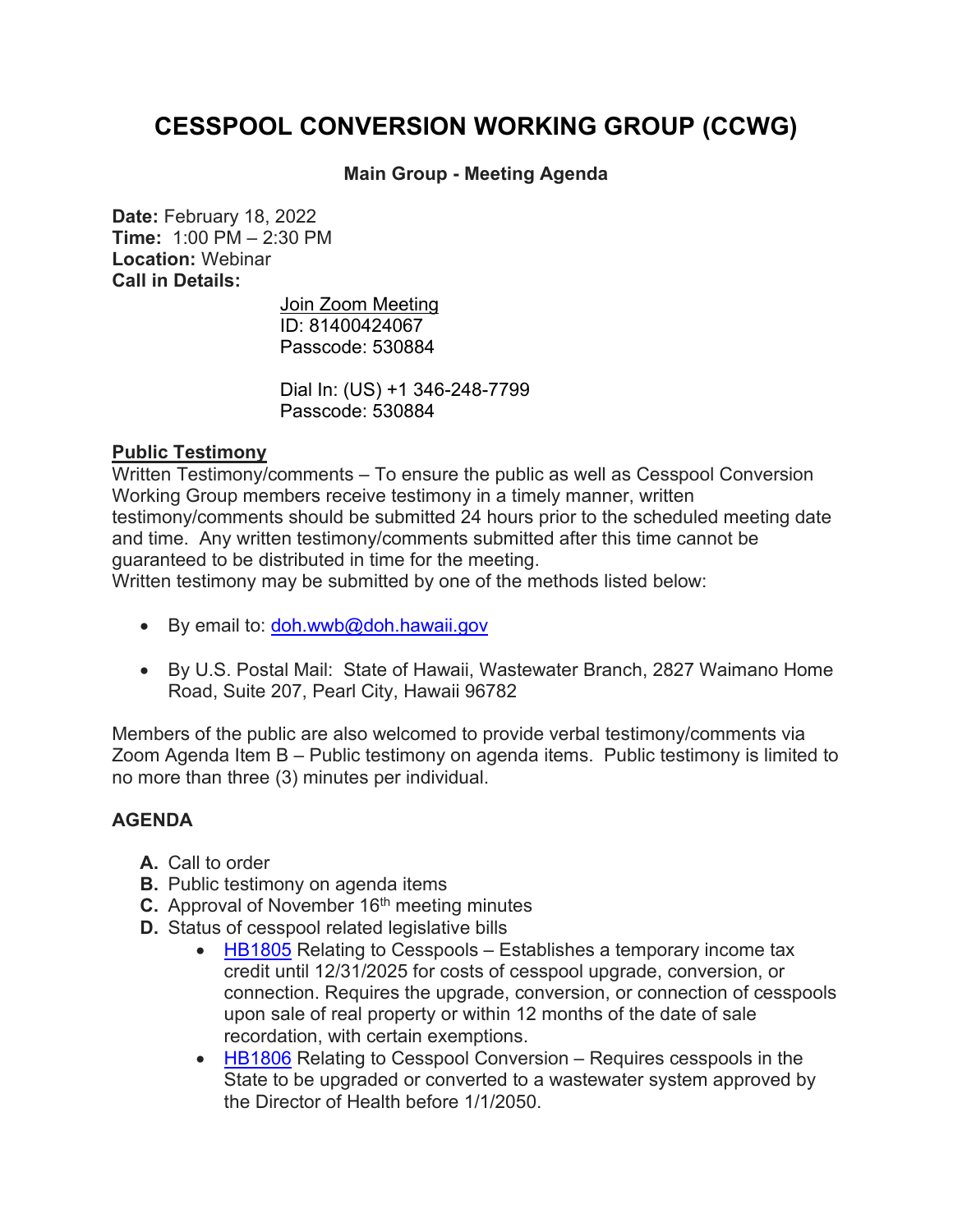# CESSPOOL CONVERSION WORKING GROUP (CCWG)

**Main Group - Meeting Agenda**

**Date:** February 18, 2022
**Time:** 1:00 PM – 2:30 PM
**Location:** Webinar
**Call in Details:**

Join Zoom Meeting
ID: 81400424067
Passcode: 530884

Dial In: (US) +1 346-248-7799
Passcode: 530884

**Public Testimony**

Written Testimony/comments – To ensure the public as well as Cesspool Conversion Working Group members receive testimony in a timely manner, written testimony/comments should be submitted 24 hours prior to the scheduled meeting date and time. Any written testimony/comments submitted after this time cannot be guaranteed to be distributed in time for the meeting.
Written testimony may be submitted by one of the methods listed below:

- By email to: doh.wwb@doh.hawaii.gov
- By U.S. Postal Mail: State of Hawaii, Wastewater Branch, 2827 Waimano Home Road, Suite 207, Pearl City, Hawaii 96782

Members of the public are also welcomed to provide verbal testimony/comments via Zoom Agenda Item B – Public testimony on agenda items. Public testimony is limited to no more than three (3) minutes per individual.

## AGENDA

**A.** Call to order
**B.** Public testimony on agenda items
**C.** Approval of November 16th meeting minutes
**D.** Status of cesspool related legislative bills
  - HB1805 Relating to Cesspools – Establishes a temporary income tax credit until 12/31/2025 for costs of cesspool upgrade, conversion, or connection. Requires the upgrade, conversion, or connection of cesspools upon sale of real property or within 12 months of the date of sale recordation, with certain exemptions.
  - HB1806 Relating to Cesspool Conversion – Requires cesspools in the State to be upgraded or converted to a wastewater system approved by the Director of Health before 1/1/2050.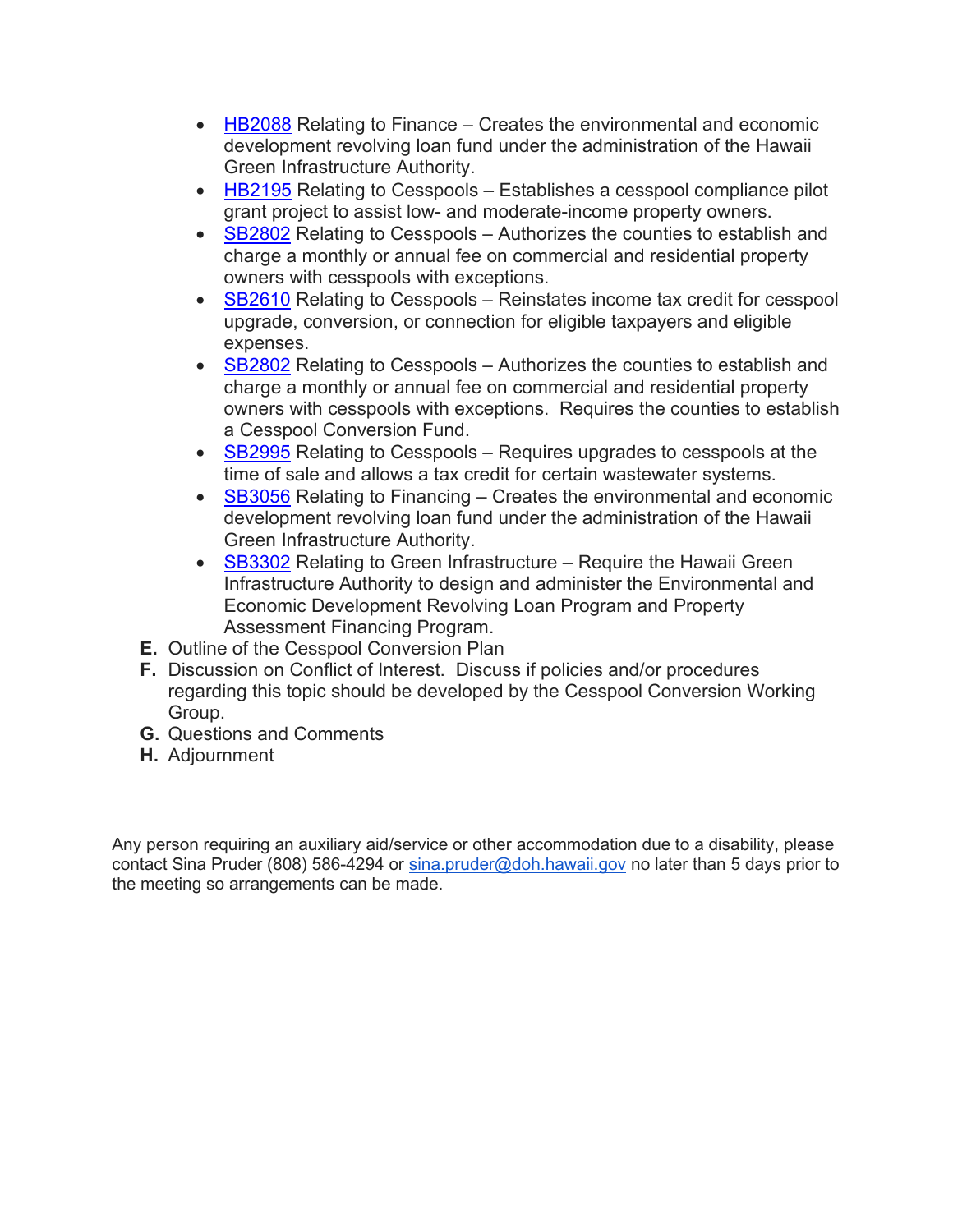- HB2088 Relating to Finance – Creates the environmental and economic development revolving loan fund under the administration of the Hawaii Green Infrastructure Authority.
- HB2195 Relating to Cesspools – Establishes a cesspool compliance pilot grant project to assist low- and moderate-income property owners.
- SB2802 Relating to Cesspools – Authorizes the counties to establish and charge a monthly or annual fee on commercial and residential property owners with cesspools with exceptions.
- SB2610 Relating to Cesspools – Reinstates income tax credit for cesspool upgrade, conversion, or connection for eligible taxpayers and eligible expenses.
- SB2802 Relating to Cesspools – Authorizes the counties to establish and charge a monthly or annual fee on commercial and residential property owners with cesspools with exceptions. Requires the counties to establish a Cesspool Conversion Fund.
- SB2995 Relating to Cesspools – Requires upgrades to cesspools at the time of sale and allows a tax credit for certain wastewater systems.
- SB3056 Relating to Financing – Creates the environmental and economic development revolving loan fund under the administration of the Hawaii Green Infrastructure Authority.
- SB3302 Relating to Green Infrastructure – Require the Hawaii Green Infrastructure Authority to design and administer the Environmental and Economic Development Revolving Loan Program and Property Assessment Financing Program.

**E.** Outline of the Cesspool Conversion Plan

**F.** Discussion on Conflict of Interest. Discuss if policies and/or procedures regarding this topic should be developed by the Cesspool Conversion Working Group.

**G.** Questions and Comments

**H.** Adjournment

Any person requiring an auxiliary aid/service or other accommodation due to a disability, please contact Sina Pruder (808) 586-4294 or sina.pruder@doh.hawaii.gov no later than 5 days prior to the meeting so arrangements can be made.